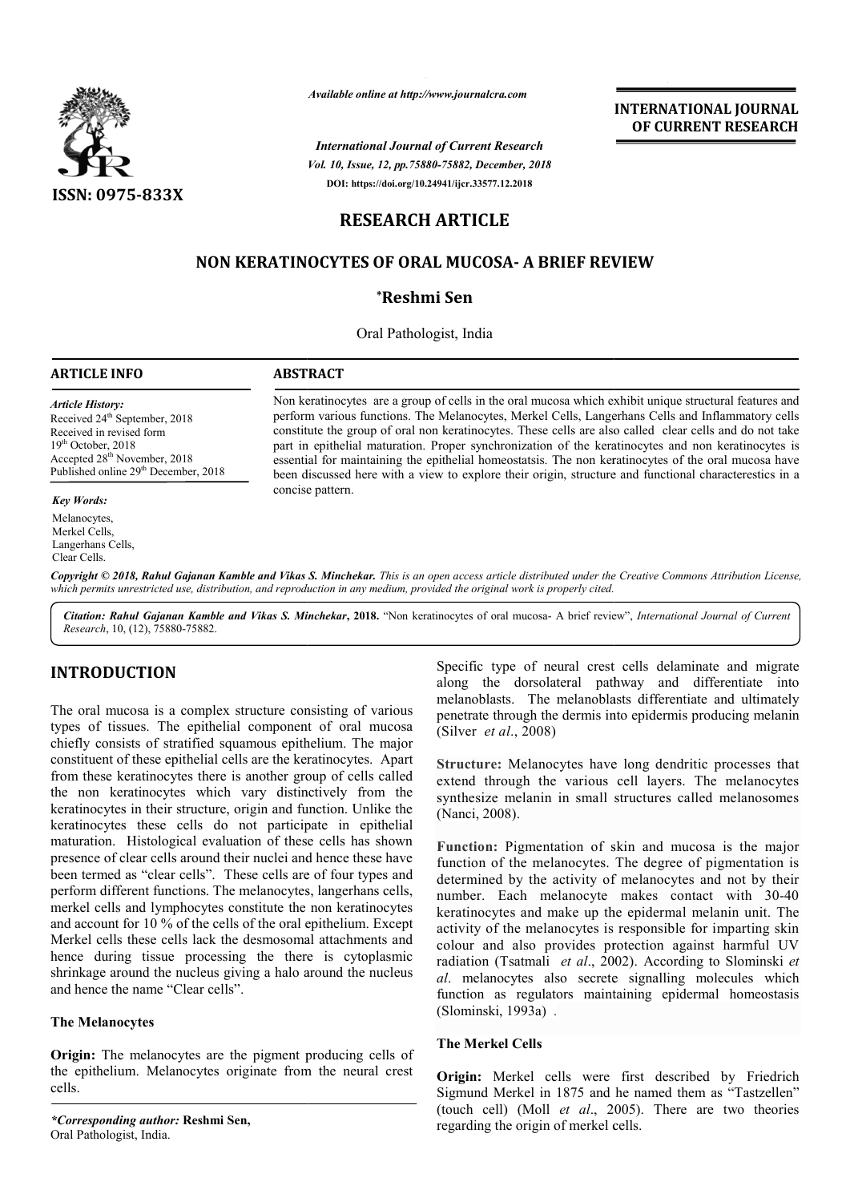# NON KERATINOCYTES OF ORAL MUCOSA- A BRIEF REVIEW

**\*Reshmi Sen**

Oral Pathologist, India

## ARTICLE INFO

*Article History:*
Received 24th September, 2018
Received in revised form 19th October, 2018
Accepted 28th November, 2018
Published online 29th December, 2018

*Key Words:*
Melanocytes,
Merkel Cells,
Langerhans Cells,
Clear Cells.

## ABSTRACT

Non keratinocytes are a group of cells in the oral mucosa which exhibit unique structural features and perform various functions. The Melanocytes, Merkel Cells, Langerhans Cells and Inflammatory cells constitute the group of oral non keratinocytes. These cells are also called clear cells and do not take part in epithelial maturation. Proper synchronization of the keratinocytes and non keratinocytes is essential for maintaining the epithelial homeostatsis. The non keratinocytes of the oral mucosa have been discussed here with a view to explore their origin, structure and functional characterestics in a concise pattern.

*Copyright © 2018, Rahul Gajanan Kamble and Vikas S. Minchekar. This is an open access article distributed under the Creative Commons Attribution License, which permits unrestricted use, distribution, and reproduction in any medium, provided the original work is properly cited.*

*Citation: Rahul Gajanan Kamble and Vikas S. Minchekar*, **2018.** "Non keratinocytes of oral mucosa- A brief review", *International Journal of Current Research*, 10, (12), 75880-75882.

## INTRODUCTION

The oral mucosa is a complex structure consisting of various types of tissues. The epithelial component of oral mucosa chiefly consists of stratified squamous epithelium. The major constituent of these epithelial cells are the keratinocytes. Apart from these keratinocytes there is another group of cells called the non keratinocytes which vary distinctively from the keratinocytes in their structure, origin and function. Unlike the keratinocytes these cells do not participate in epithelial maturation. Histological evaluation of these cells has shown presence of clear cells around their nuclei and hence these have been termed as "clear cells". These cells are of four types and perform different functions. The melanocytes, langerhans cells, merkel cells and lymphocytes constitute the non keratinocytes and account for 10 % of the cells of the oral epithelium. Except Merkel cells these cells lack the desmosomal attachments and hence during tissue processing the there is cytoplasmic shrinkage around the nucleus giving a halo around the nucleus and hence the name "Clear cells".

### The Melanocytes

**Origin:** The melanocytes are the pigment producing cells of the epithelium. Melanocytes originate from the neural crest cells. Specific type of neural crest cells delaminate and migrate along the dorsolateral pathway and differentiate into melanoblasts. The melanoblasts differentiate and ultimately penetrate through the dermis into epidermis producing melanin (Silver *et al*., 2008)

**Structure:** Melanocytes have long dendritic processes that extend through the various cell layers. The melanocytes synthesize melanin in small structures called melanosomes (Nanci, 2008).

**Function:** Pigmentation of skin and mucosa is the major function of the melanocytes. The degree of pigmentation is determined by the activity of melanocytes and not by their number. Each melanocyte makes contact with 30-40 keratinocytes and make up the epidermal melanin unit. The activity of the melanocytes is responsible for imparting skin colour and also provides protection against harmful UV radiation (Tsatmali *et al*., 2002). According to Slominski *et al*. melanocytes also secrete signalling molecules which function as regulators maintaining epidermal homeostasis (Slominski, 1993a) .

### The Merkel Cells

**Origin:** Merkel cells were first described by Friedrich Sigmund Merkel in 1875 and he named them as "Tastzellen" (touch cell) (Moll *et al*., 2005). There are two theories regarding the origin of merkel cells.

*\*Corresponding author:* **Reshmi Sen,**
Oral Pathologist, India.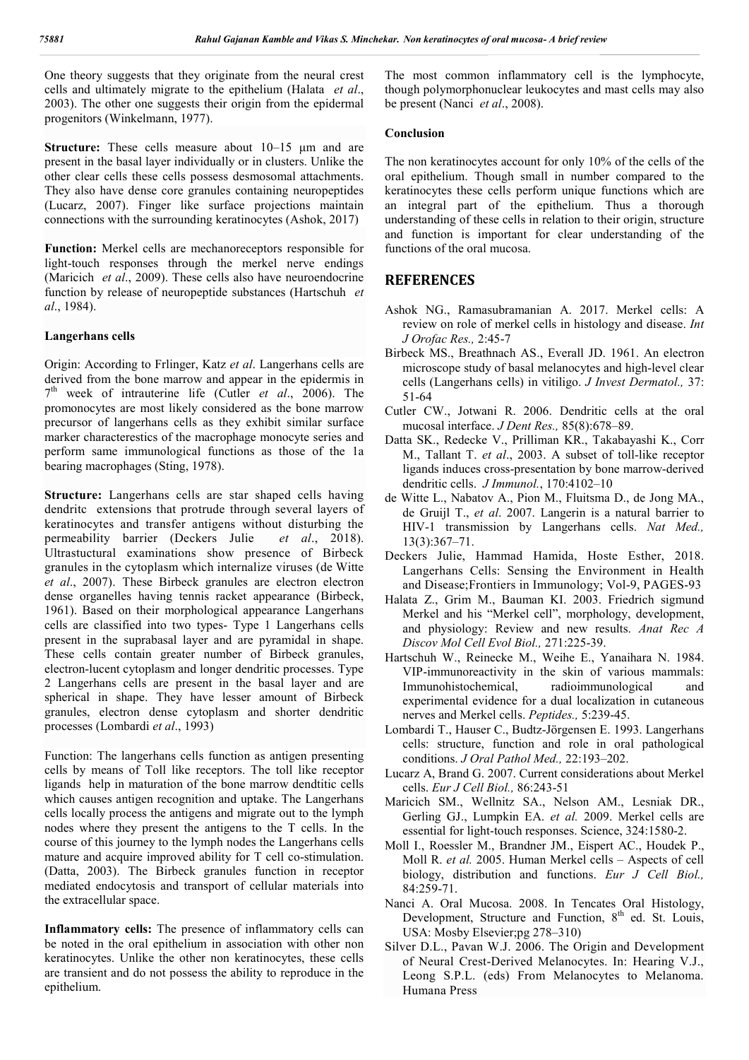One theory suggests that they originate from the neural crest cells and ultimately migrate to the epithelium (Halata *et al*., 2003). The other one suggests their origin from the epidermal progenitors (Winkelmann, 1977).

**Structure:** These cells measure about 10–15 μm and are present in the basal layer individually or in clusters. Unlike the other clear cells these cells possess desmosomal attachments. They also have dense core granules containing neuropeptides (Lucarz, 2007). Finger like surface projections maintain connections with the surrounding keratinocytes (Ashok, 2017)

**Function:** Merkel cells are mechanoreceptors responsible for light-touch responses through the merkel nerve endings (Maricich *et al*., 2009). These cells also have neuroendocrine function by release of neuropeptide substances (Hartschuh *et al*., 1984).

**Langerhans cells**

Origin: According to Frlinger, Katz *et al*. Langerhans cells are derived from the bone marrow and appear in the epidermis in 7th week of intrauterine life (Cutler *et al*., 2006). The promonocytes are most likely considered as the bone marrow precursor of langerhans cells as they exhibit similar surface marker characterestics of the macrophage monocyte series and perform same immunological functions as those of the 1a bearing macrophages (Sting, 1978).

**Structure:** Langerhans cells are star shaped cells having dendritc extensions that protrude through several layers of keratinocytes and transfer antigens without disturbing the permeability barrier (Deckers Julie *et al*., 2018). Ultrastuctural examinations show presence of Birbeck granules in the cytoplasm which internalize viruses (de Witte *et al*., 2007). These Birbeck granules are electron electron dense organelles having tennis racket appearance (Birbeck, 1961). Based on their morphological appearance Langerhans cells are classified into two types- Type 1 Langerhans cells present in the suprabasal layer and are pyramidal in shape. These cells contain greater number of Birbeck granules, electron-lucent cytoplasm and longer dendritic processes. Type 2 Langerhans cells are present in the basal layer and are spherical in shape. They have lesser amount of Birbeck granules, electron dense cytoplasm and shorter dendritic processes (Lombardi *et al*., 1993)

Function: The langerhans cells function as antigen presenting cells by means of Toll like receptors. The toll like receptor ligands help in maturation of the bone marrow dendtitic cells which causes antigen recognition and uptake. The Langerhans cells locally process the antigens and migrate out to the lymph nodes where they present the antigens to the T cells. In the course of this journey to the lymph nodes the Langerhans cells mature and acquire improved ability for T cell co-stimulation. (Datta, 2003). The Birbeck granules function in receptor mediated endocytosis and transport of cellular materials into the extracellular space.

**Inflammatory cells:** The presence of inflammatory cells can be noted in the oral epithelium in association with other non keratinocytes. Unlike the other non keratinocytes, these cells are transient and do not possess the ability to reproduce in the epithelium.

The most common inflammatory cell is the lymphocyte, though polymorphonuclear leukocytes and mast cells may also be present (Nanci *et al*., 2008).

**Conclusion**

The non keratinocytes account for only 10% of the cells of the oral epithelium. Though small in number compared to the keratinocytes these cells perform unique functions which are an integral part of the epithelium. Thus a thorough understanding of these cells in relation to their origin, structure and function is important for clear understanding of the functions of the oral mucosa.

## REFERENCES

Ashok NG., Ramasubramanian A. 2017. Merkel cells: A review on role of merkel cells in histology and disease. *Int J Orofac Res.,* 2:45-7

Birbeck MS., Breathnach AS., Everall JD. 1961. An electron microscope study of basal melanocytes and high-level clear cells (Langerhans cells) in vitiligo. *J Invest Dermatol.,* 37: 51-64

Cutler CW., Jotwani R. 2006. Dendritic cells at the oral mucosal interface. *J Dent Res.,* 85(8):678–89.

Datta SK., Redecke V., Prilliman KR., Takabayashi K., Corr M., Tallant T. *et al*., 2003. A subset of toll-like receptor ligands induces cross-presentation by bone marrow-derived dendritic cells. *J Immunol.*, 170:4102–10

de Witte L., Nabatov A., Pion M., Fluitsma D., de Jong MA., de Gruijl T., *et al*. 2007. Langerin is a natural barrier to HIV-1 transmission by Langerhans cells. *Nat Med.,* 13(3):367–71.

Deckers Julie, Hammad Hamida, Hoste Esther, 2018. Langerhans Cells: Sensing the Environment in Health and Disease;Frontiers in Immunology; Vol-9, PAGES-93

Halata Z., Grim M., Bauman KI. 2003. Friedrich sigmund Merkel and his "Merkel cell", morphology, development, and physiology: Review and new results. *Anat Rec A Discov Mol Cell Evol Biol.,* 271:225-39.

Hartschuh W., Reinecke M., Weihe E., Yanaihara N. 1984. VIP-immunoreactivity in the skin of various mammals: Immunohistochemical, radioimmunological and experimental evidence for a dual localization in cutaneous nerves and Merkel cells. *Peptides.,* 5:239-45.

Lombardi T., Hauser C., Budtz-Jörgensen E. 1993. Langerhans cells: structure, function and role in oral pathological conditions. *J Oral Pathol Med.,* 22:193–202.

Lucarz A, Brand G. 2007. Current considerations about Merkel cells. *Eur J Cell Biol.,* 86:243-51

Maricich SM., Wellnitz SA., Nelson AM., Lesniak DR., Gerling GJ., Lumpkin EA. *et al.* 2009. Merkel cells are essential for light-touch responses. Science, 324:1580-2.

Moll I., Roessler M., Brandner JM., Eispert AC., Houdek P., Moll R. *et al.* 2005. Human Merkel cells – Aspects of cell biology, distribution and functions. *Eur J Cell Biol.,* 84:259-71.

Nanci A. Oral Mucosa. 2008. In Tencates Oral Histology, Development, Structure and Function, 8th ed. St. Louis, USA: Mosby Elsevier;pg 278–310)

Silver D.L., Pavan W.J. 2006. The Origin and Development of Neural Crest-Derived Melanocytes. In: Hearing V.J., Leong S.P.L. (eds) From Melanocytes to Melanoma. Humana Press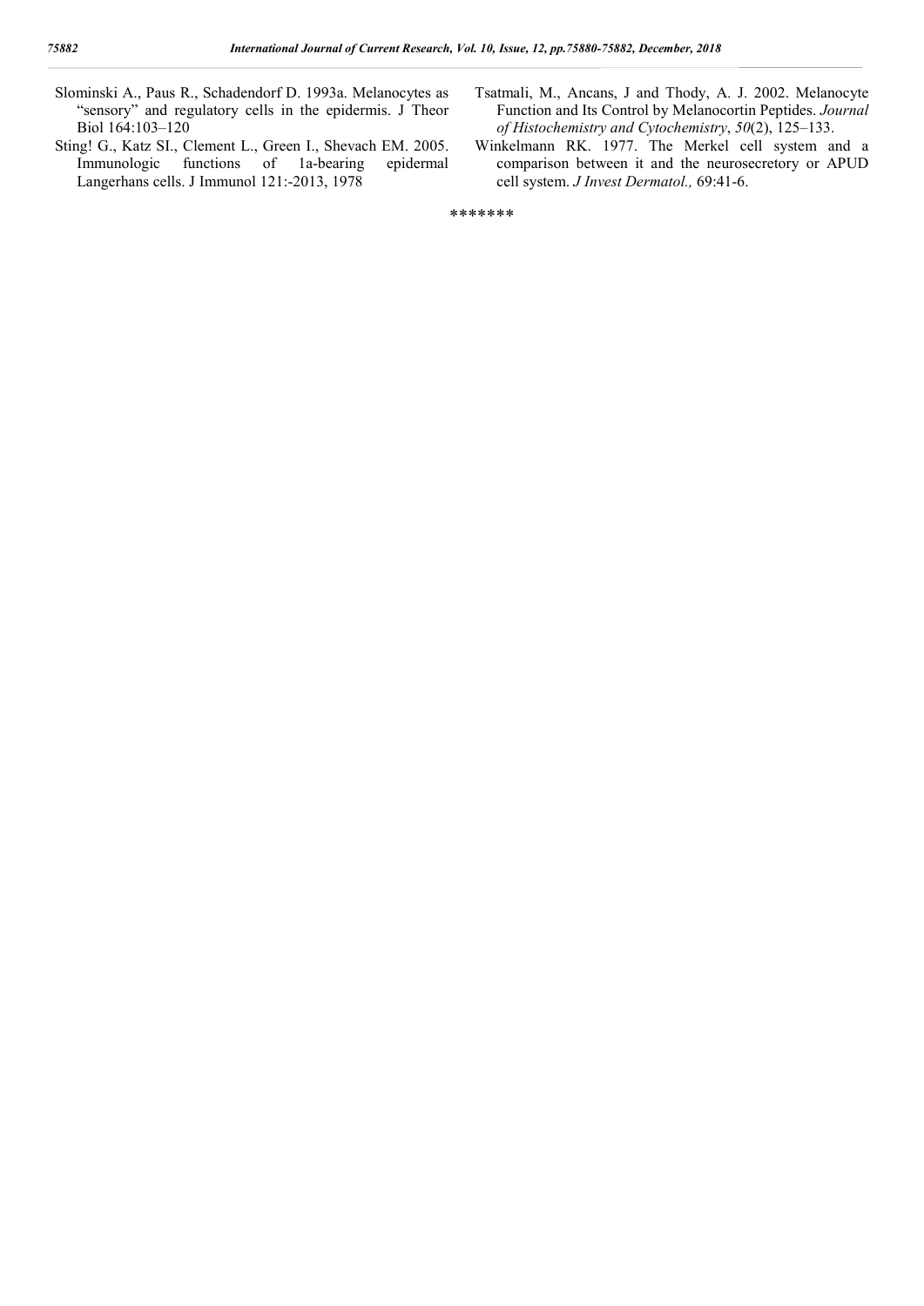Slominski A., Paus R., Schadendorf D. 1993a. Melanocytes as "sensory" and regulatory cells in the epidermis. J Theor Biol 164:103–120

Sting! G., Katz SI., Clement L., Green I., Shevach EM. 2005. Immunologic functions of 1a-bearing epidermal Langerhans cells. J Immunol 121:-2013, 1978

Tsatmali, M., Ancans, J and Thody, A. J. 2002. Melanocyte Function and Its Control by Melanocortin Peptides. *Journal of Histochemistry and Cytochemistry*, *50*(2), 125–133.

Winkelmann RK. 1977. The Merkel cell system and a comparison between it and the neurosecretory or APUD cell system. *J Invest Dermatol.,* 69:41-6.

*******